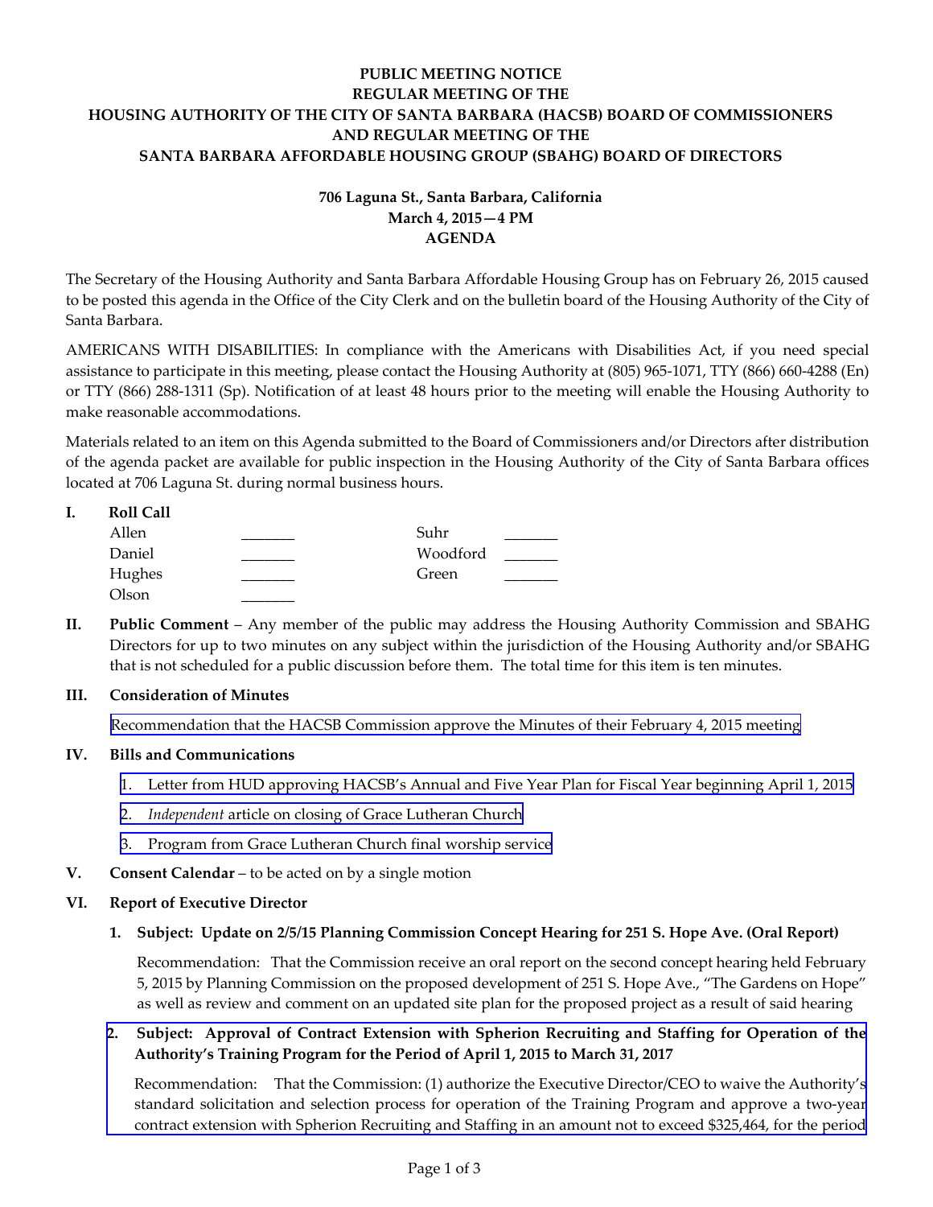**PUBLIC MEETING NOTICE**
**REGULAR MEETING OF THE**
**HOUSING AUTHORITY OF THE CITY OF SANTA BARBARA (HACSB) BOARD OF COMMISSIONERS**
**AND REGULAR MEETING OF THE**
**SANTA BARBARA AFFORDABLE HOUSING GROUP (SBAHG) BOARD OF DIRECTORS**

**706 Laguna St., Santa Barbara, California**
**March 4, 2015—4 PM**
**AGENDA**

The Secretary of the Housing Authority and Santa Barbara Affordable Housing Group has on February 26, 2015 caused to be posted this agenda in the Office of the City Clerk and on the bulletin board of the Housing Authority of the City of Santa Barbara.

AMERICANS WITH DISABILITIES: In compliance with the Americans with Disabilities Act, if you need special assistance to participate in this meeting, please contact the Housing Authority at (805) 965-1071, TTY (866) 660-4288 (En) or TTY (866) 288-1311 (Sp). Notification of at least 48 hours prior to the meeting will enable the Housing Authority to make reasonable accommodations.

Materials related to an item on this Agenda submitted to the Board of Commissioners and/or Directors after distribution of the agenda packet are available for public inspection in the Housing Authority of the City of Santa Barbara offices located at 706 Laguna St. during normal business hours.

**I. Roll Call**

| | | | |
|---|---|---|---|
| Allen | _______ | Suhr | _______ |
| Daniel | _______ | Woodford | _______ |
| Hughes | _______ | Green | _______ |
| Olson | _______ | | |

**II. Public Comment** – Any member of the public may address the Housing Authority Commission and SBAHG Directors for up to two minutes on any subject within the jurisdiction of the Housing Authority and/or SBAHG that is not scheduled for a public discussion before them. The total time for this item is ten minutes.

**III. Consideration of Minutes**

Recommendation that the HACSB Commission approve the Minutes of their February 4, 2015 meeting

**IV. Bills and Communications**

1. Letter from HUD approving HACSB's Annual and Five Year Plan for Fiscal Year beginning April 1, 2015
2. *Independent* article on closing of Grace Lutheran Church
3. Program from Grace Lutheran Church final worship service

**V. Consent Calendar** – to be acted on by a single motion

**VI. Report of Executive Director**

**1. Subject: Update on 2/5/15 Planning Commission Concept Hearing for 251 S. Hope Ave. (Oral Report)**

Recommendation: That the Commission receive an oral report on the second concept hearing held February 5, 2015 by Planning Commission on the proposed development of 251 S. Hope Ave., "The Gardens on Hope" as well as review and comment on an updated site plan for the proposed project as a result of said hearing

**2. Subject: Approval of Contract Extension with Spherion Recruiting and Staffing for Operation of the Authority's Training Program for the Period of April 1, 2015 to March 31, 2017**

Recommendation: That the Commission: (1) authorize the Executive Director/CEO to waive the Authority's standard solicitation and selection process for operation of the Training Program and approve a two-year contract extension with Spherion Recruiting and Staffing in an amount not to exceed $325,464, for the period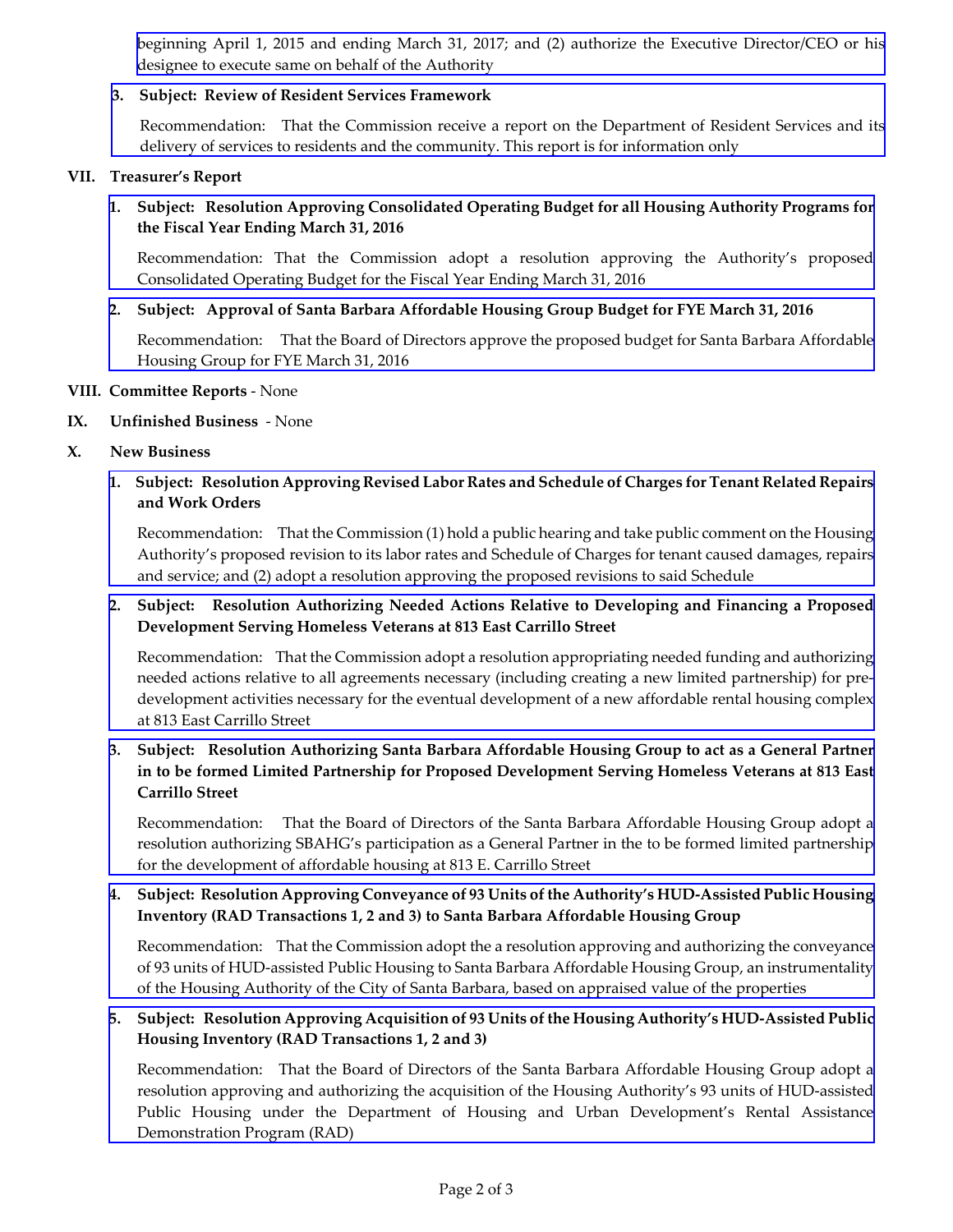beginning April 1, 2015 and ending March 31, 2017; and (2) authorize the Executive Director/CEO or his designee to execute same on behalf of the Authority

**3. Subject: Review of Resident Services Framework**

Recommendation: That the Commission receive a report on the Department of Resident Services and its delivery of services to residents and the community. This report is for information only

**VII. Treasurer's Report**

**1. Subject: Resolution Approving Consolidated Operating Budget for all Housing Authority Programs for the Fiscal Year Ending March 31, 2016**

Recommendation: That the Commission adopt a resolution approving the Authority's proposed Consolidated Operating Budget for the Fiscal Year Ending March 31, 2016

**2. Subject: Approval of Santa Barbara Affordable Housing Group Budget for FYE March 31, 2016**

Recommendation: That the Board of Directors approve the proposed budget for Santa Barbara Affordable Housing Group for FYE March 31, 2016

**VIII. Committee Reports** - None

**IX. Unfinished Business** - None

**X. New Business**

**1. Subject: Resolution Approving Revised Labor Rates and Schedule of Charges for Tenant Related Repairs and Work Orders**

Recommendation: That the Commission (1) hold a public hearing and take public comment on the Housing Authority's proposed revision to its labor rates and Schedule of Charges for tenant caused damages, repairs and service; and (2) adopt a resolution approving the proposed revisions to said Schedule

**2. Subject: Resolution Authorizing Needed Actions Relative to Developing and Financing a Proposed Development Serving Homeless Veterans at 813 East Carrillo Street**

Recommendation: That the Commission adopt a resolution appropriating needed funding and authorizing needed actions relative to all agreements necessary (including creating a new limited partnership) for pre-development activities necessary for the eventual development of a new affordable rental housing complex at 813 East Carrillo Street

**3. Subject: Resolution Authorizing Santa Barbara Affordable Housing Group to act as a General Partner in to be formed Limited Partnership for Proposed Development Serving Homeless Veterans at 813 East Carrillo Street**

Recommendation: That the Board of Directors of the Santa Barbara Affordable Housing Group adopt a resolution authorizing SBAHG's participation as a General Partner in the to be formed limited partnership for the development of affordable housing at 813 E. Carrillo Street

**4. Subject: Resolution Approving Conveyance of 93 Units of the Authority's HUD-Assisted Public Housing Inventory (RAD Transactions 1, 2 and 3) to Santa Barbara Affordable Housing Group**

Recommendation: That the Commission adopt the a resolution approving and authorizing the conveyance of 93 units of HUD-assisted Public Housing to Santa Barbara Affordable Housing Group, an instrumentality of the Housing Authority of the City of Santa Barbara, based on appraised value of the properties

**5. Subject: Resolution Approving Acquisition of 93 Units of the Housing Authority's HUD-Assisted Public Housing Inventory (RAD Transactions 1, 2 and 3)**

Recommendation: That the Board of Directors of the Santa Barbara Affordable Housing Group adopt a resolution approving and authorizing the acquisition of the Housing Authority's 93 units of HUD-assisted Public Housing under the Department of Housing and Urban Development's Rental Assistance Demonstration Program (RAD)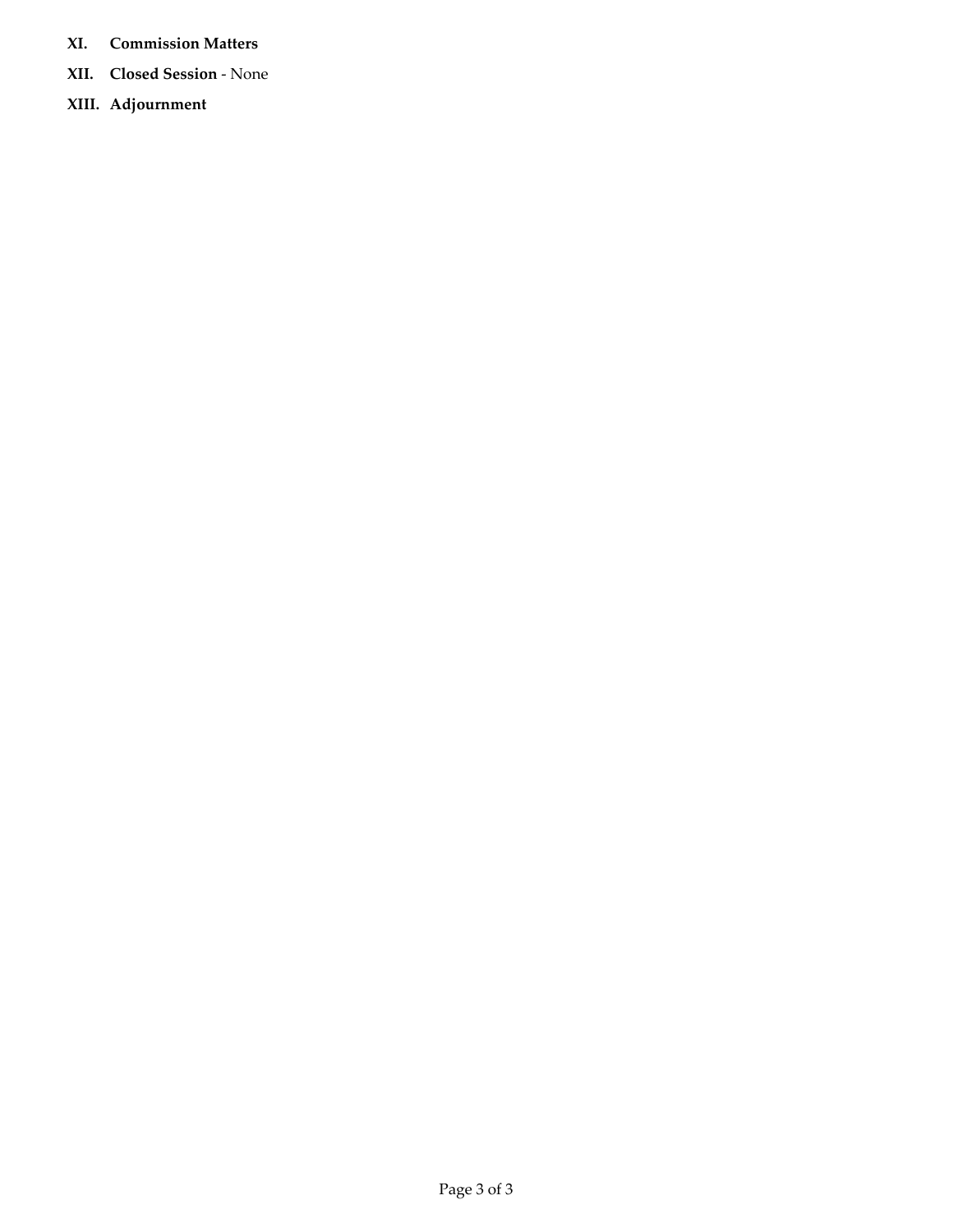**XI. Commission Matters**

**XII. Closed Session** - None

**XIII. Adjournment**